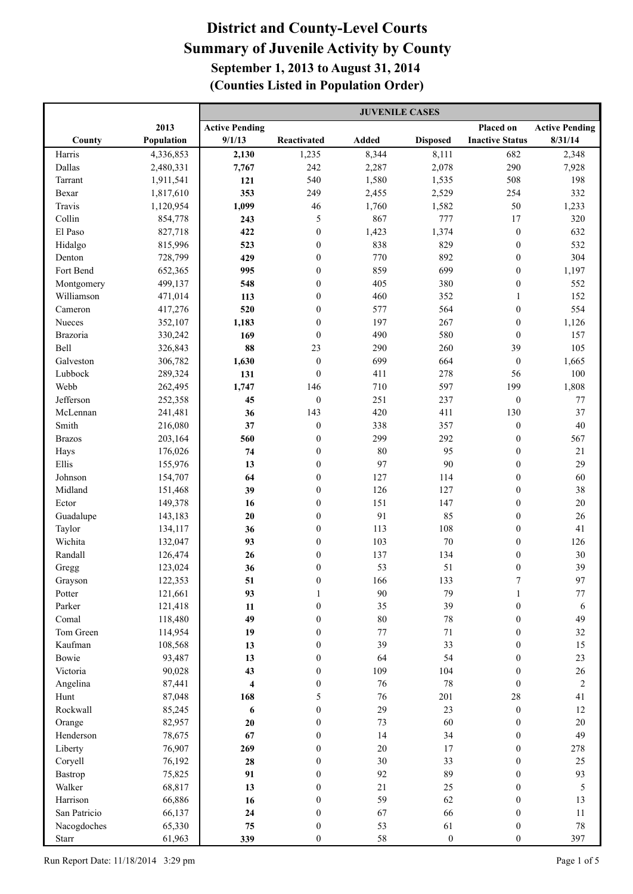# District and County-Level Courts
## Summary of Juvenile Activity by County
### September 1, 2013 to August 31, 2014
### (Counties Listed in Population Order)

| County | 2013 Population | JUVENILE CASES | | | | | |
|---|---|---|---|---|---|---|---|
| | | Active Pending 9/1/13 | Reactivated | Added | Disposed | Placed on Inactive Status | Active Pending 8/31/14 |
| Harris | 4,336,853 | **2,130** | 1,235 | 8,344 | 8,111 | 682 | 2,348 |
| Dallas | 2,480,331 | **7,767** | 242 | 2,287 | 2,078 | 290 | 7,928 |
| Tarrant | 1,911,541 | **121** | 540 | 1,580 | 1,535 | 508 | 198 |
| Bexar | 1,817,610 | **353** | 249 | 2,455 | 2,529 | 254 | 332 |
| Travis | 1,120,954 | **1,099** | 46 | 1,760 | 1,582 | 50 | 1,233 |
| Collin | 854,778 | **243** | 5 | 867 | 777 | 17 | 320 |
| El Paso | 827,718 | **422** | 0 | 1,423 | 1,374 | 0 | 632 |
| Hidalgo | 815,996 | **523** | 0 | 838 | 829 | 0 | 532 |
| Denton | 728,799 | **429** | 0 | 770 | 892 | 0 | 304 |
| Fort Bend | 652,365 | **995** | 0 | 859 | 699 | 0 | 1,197 |
| Montgomery | 499,137 | **548** | 0 | 405 | 380 | 0 | 552 |
| Williamson | 471,014 | **113** | 0 | 460 | 352 | 1 | 152 |
| Cameron | 417,276 | **520** | 0 | 577 | 564 | 0 | 554 |
| Nueces | 352,107 | **1,183** | 0 | 197 | 267 | 0 | 1,126 |
| Brazoria | 330,242 | **169** | 0 | 490 | 580 | 0 | 157 |
| Bell | 326,843 | **88** | 23 | 290 | 260 | 39 | 105 |
| Galveston | 306,782 | **1,630** | 0 | 699 | 664 | 0 | 1,665 |
| Lubbock | 289,324 | **131** | 0 | 411 | 278 | 56 | 100 |
| Webb | 262,495 | **1,747** | 146 | 710 | 597 | 199 | 1,808 |
| Jefferson | 252,358 | **45** | 0 | 251 | 237 | 0 | 77 |
| McLennan | 241,481 | **36** | 143 | 420 | 411 | 130 | 37 |
| Smith | 216,080 | **37** | 0 | 338 | 357 | 0 | 40 |
| Brazos | 203,164 | **560** | 0 | 299 | 292 | 0 | 567 |
| Hays | 176,026 | **74** | 0 | 80 | 95 | 0 | 21 |
| Ellis | 155,976 | **13** | 0 | 97 | 90 | 0 | 29 |
| Johnson | 154,707 | **64** | 0 | 127 | 114 | 0 | 60 |
| Midland | 151,468 | **39** | 0 | 126 | 127 | 0 | 38 |
| Ector | 149,378 | **16** | 0 | 151 | 147 | 0 | 20 |
| Guadalupe | 143,183 | **20** | 0 | 91 | 85 | 0 | 26 |
| Taylor | 134,117 | **36** | 0 | 113 | 108 | 0 | 41 |
| Wichita | 132,047 | **93** | 0 | 103 | 70 | 0 | 126 |
| Randall | 126,474 | **26** | 0 | 137 | 134 | 0 | 30 |
| Gregg | 123,024 | **36** | 0 | 53 | 51 | 0 | 39 |
| Grayson | 122,353 | **51** | 0 | 166 | 133 | 7 | 97 |
| Potter | 121,661 | **93** | 1 | 90 | 79 | 1 | 77 |
| Parker | 121,418 | **11** | 0 | 35 | 39 | 0 | 6 |
| Comal | 118,480 | **49** | 0 | 80 | 78 | 0 | 49 |
| Tom Green | 114,954 | **19** | 0 | 77 | 71 | 0 | 32 |
| Kaufman | 108,568 | **13** | 0 | 39 | 33 | 0 | 15 |
| Bowie | 93,487 | **13** | 0 | 64 | 54 | 0 | 23 |
| Victoria | 90,028 | **43** | 0 | 109 | 104 | 0 | 26 |
| Angelina | 87,441 | **4** | 0 | 76 | 78 | 0 | 2 |
| Hunt | 87,048 | **168** | 5 | 76 | 201 | 28 | 41 |
| Rockwall | 85,245 | **6** | 0 | 29 | 23 | 0 | 12 |
| Orange | 82,957 | **20** | 0 | 73 | 60 | 0 | 20 |
| Henderson | 78,675 | **67** | 0 | 14 | 34 | 0 | 49 |
| Liberty | 76,907 | **269** | 0 | 20 | 17 | 0 | 278 |
| Coryell | 76,192 | **28** | 0 | 30 | 33 | 0 | 25 |
| Bastrop | 75,825 | **91** | 0 | 92 | 89 | 0 | 93 |
| Walker | 68,817 | **13** | 0 | 21 | 25 | 0 | 5 |
| Harrison | 66,886 | **16** | 0 | 59 | 62 | 0 | 13 |
| San Patricio | 66,137 | **24** | 0 | 67 | 66 | 0 | 11 |
| Nacogdoches | 65,330 | **75** | 0 | 53 | 61 | 0 | 78 |
| Starr | 61,963 | **339** | 0 | 58 | 0 | 0 | 397 |

Run Report Date: 11/18/2014 3:29 pm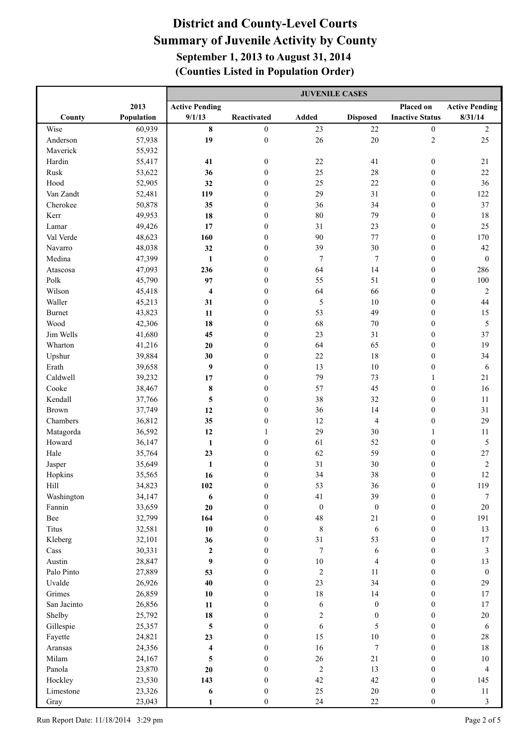# District and County-Level Courts
## Summary of Juvenile Activity by County
### September 1, 2013 to August 31, 2014
### (Counties Listed in Population Order)

| | | JUVENILE CASES | | | | | |
|---|---|---|---|---|---|---|---|
| County | 2013 Population | Active Pending 9/1/13 | Reactivated | Added | Disposed | Placed on Inactive Status | Active Pending 8/31/14 |
| Wise | 60,939 | **8** | 0 | 23 | 22 | 0 | 2 |
| Anderson | 57,938 | **19** | 0 | 26 | 20 | 2 | 25 |
| Maverick | 55,932 | | | | | | |
| Hardin | 55,417 | **41** | 0 | 22 | 41 | 0 | 21 |
| Rusk | 53,622 | **36** | 0 | 25 | 28 | 0 | 22 |
| Hood | 52,905 | **32** | 0 | 25 | 22 | 0 | 36 |
| Van Zandt | 52,481 | **119** | 0 | 29 | 31 | 0 | 122 |
| Cherokee | 50,878 | **35** | 0 | 36 | 34 | 0 | 37 |
| Kerr | 49,953 | **18** | 0 | 80 | 79 | 0 | 18 |
| Lamar | 49,426 | **17** | 0 | 31 | 23 | 0 | 25 |
| Val Verde | 48,623 | **160** | 0 | 90 | 77 | 0 | 170 |
| Navarro | 48,038 | **32** | 0 | 39 | 30 | 0 | 42 |
| Medina | 47,399 | **1** | 0 | 7 | 7 | 0 | 0 |
| Atascosa | 47,093 | **236** | 0 | 64 | 14 | 0 | 286 |
| Polk | 45,790 | **97** | 0 | 55 | 51 | 0 | 100 |
| Wilson | 45,418 | **4** | 0 | 64 | 66 | 0 | 2 |
| Waller | 45,213 | **31** | 0 | 5 | 10 | 0 | 44 |
| Burnet | 43,823 | **11** | 0 | 53 | 49 | 0 | 15 |
| Wood | 42,306 | **18** | 0 | 68 | 70 | 0 | 5 |
| Jim Wells | 41,680 | **45** | 0 | 23 | 31 | 0 | 37 |
| Wharton | 41,216 | **20** | 0 | 64 | 65 | 0 | 19 |
| Upshur | 39,884 | **30** | 0 | 22 | 18 | 0 | 34 |
| Erath | 39,658 | **9** | 0 | 13 | 10 | 0 | 6 |
| Caldwell | 39,232 | **17** | 0 | 79 | 73 | 1 | 21 |
| Cooke | 38,467 | **8** | 0 | 57 | 45 | 0 | 16 |
| Kendall | 37,766 | **5** | 0 | 38 | 32 | 0 | 11 |
| Brown | 37,749 | **12** | 0 | 36 | 14 | 0 | 31 |
| Chambers | 36,812 | **35** | 0 | 12 | 4 | 0 | 29 |
| Matagorda | 36,592 | **12** | 1 | 29 | 30 | 1 | 11 |
| Howard | 36,147 | **1** | 0 | 61 | 52 | 0 | 5 |
| Hale | 35,764 | **23** | 0 | 62 | 59 | 0 | 27 |
| Jasper | 35,649 | **1** | 0 | 31 | 30 | 0 | 2 |
| Hopkins | 35,565 | **16** | 0 | 34 | 38 | 0 | 12 |
| Hill | 34,823 | **102** | 0 | 53 | 36 | 0 | 119 |
| Washington | 34,147 | **6** | 0 | 41 | 39 | 0 | 7 |
| Fannin | 33,659 | **20** | 0 | 0 | 0 | 0 | 20 |
| Bee | 32,799 | **164** | 0 | 48 | 21 | 0 | 191 |
| Titus | 32,581 | **10** | 0 | 8 | 6 | 0 | 13 |
| Kleberg | 32,101 | **36** | 0 | 31 | 53 | 0 | 17 |
| Cass | 30,331 | **2** | 0 | 7 | 6 | 0 | 3 |
| Austin | 28,847 | **9** | 0 | 10 | 4 | 0 | 13 |
| Palo Pinto | 27,889 | **53** | 0 | 2 | 11 | 0 | 0 |
| Uvalde | 26,926 | **40** | 0 | 23 | 34 | 0 | 29 |
| Grimes | 26,859 | **10** | 0 | 18 | 14 | 0 | 17 |
| San Jacinto | 26,856 | **11** | 0 | 6 | 0 | 0 | 17 |
| Shelby | 25,792 | **18** | 0 | 2 | 0 | 0 | 20 |
| Gillespie | 25,357 | **5** | 0 | 6 | 5 | 0 | 6 |
| Fayette | 24,821 | **23** | 0 | 15 | 10 | 0 | 28 |
| Aransas | 24,356 | **4** | 0 | 16 | 7 | 0 | 18 |
| Milam | 24,167 | **5** | 0 | 26 | 21 | 0 | 10 |
| Panola | 23,870 | **20** | 0 | 2 | 13 | 0 | 4 |
| Hockley | 23,530 | **143** | 0 | 42 | 42 | 0 | 145 |
| Limestone | 23,326 | **6** | 0 | 25 | 20 | 0 | 11 |
| Gray | 23,043 | **1** | 0 | 24 | 22 | 0 | 3 |

Run Report Date: 11/18/2014 3:29 pm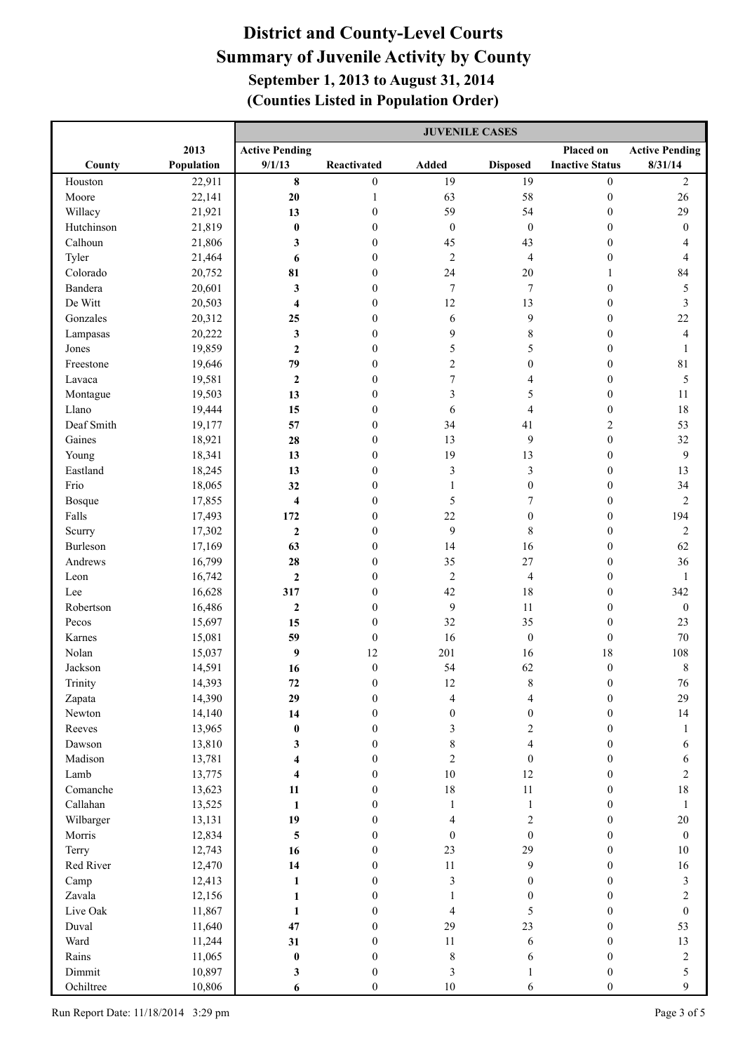# District and County-Level Courts
## Summary of Juvenile Activity by County
### September 1, 2013 to August 31, 2014
### (Counties Listed in Population Order)

| | | JUVENILE CASES | | | | | |
|---|---|---|---|---|---|---|---|
| County | 2013 Population | Active Pending 9/1/13 | Reactivated | Added | Disposed | Placed on Inactive Status | Active Pending 8/31/14 |
| Houston | 22,911 | **8** | 0 | 19 | 19 | 0 | 2 |
| Moore | 22,141 | **20** | 1 | 63 | 58 | 0 | 26 |
| Willacy | 21,921 | **13** | 0 | 59 | 54 | 0 | 29 |
| Hutchinson | 21,819 | **0** | 0 | 0 | 0 | 0 | 0 |
| Calhoun | 21,806 | **3** | 0 | 45 | 43 | 0 | 4 |
| Tyler | 21,464 | **6** | 0 | 2 | 4 | 0 | 4 |
| Colorado | 20,752 | **81** | 0 | 24 | 20 | 1 | 84 |
| Bandera | 20,601 | **3** | 0 | 7 | 7 | 0 | 5 |
| De Witt | 20,503 | **4** | 0 | 12 | 13 | 0 | 3 |
| Gonzales | 20,312 | **25** | 0 | 6 | 9 | 0 | 22 |
| Lampasas | 20,222 | **3** | 0 | 9 | 8 | 0 | 4 |
| Jones | 19,859 | **2** | 0 | 5 | 5 | 0 | 1 |
| Freestone | 19,646 | **79** | 0 | 2 | 0 | 0 | 81 |
| Lavaca | 19,581 | **2** | 0 | 7 | 4 | 0 | 5 |
| Montague | 19,503 | **13** | 0 | 3 | 5 | 0 | 11 |
| Llano | 19,444 | **15** | 0 | 6 | 4 | 0 | 18 |
| Deaf Smith | 19,177 | **57** | 0 | 34 | 41 | 2 | 53 |
| Gaines | 18,921 | **28** | 0 | 13 | 9 | 0 | 32 |
| Young | 18,341 | **13** | 0 | 19 | 13 | 0 | 9 |
| Eastland | 18,245 | **13** | 0 | 3 | 3 | 0 | 13 |
| Frio | 18,065 | **32** | 0 | 1 | 0 | 0 | 34 |
| Bosque | 17,855 | **4** | 0 | 5 | 7 | 0 | 2 |
| Falls | 17,493 | **172** | 0 | 22 | 0 | 0 | 194 |
| Scurry | 17,302 | **2** | 0 | 9 | 8 | 0 | 2 |
| Burleson | 17,169 | **63** | 0 | 14 | 16 | 0 | 62 |
| Andrews | 16,799 | **28** | 0 | 35 | 27 | 0 | 36 |
| Leon | 16,742 | **2** | 0 | 2 | 4 | 0 | 1 |
| Lee | 16,628 | **317** | 0 | 42 | 18 | 0 | 342 |
| Robertson | 16,486 | **2** | 0 | 9 | 11 | 0 | 0 |
| Pecos | 15,697 | **15** | 0 | 32 | 35 | 0 | 23 |
| Karnes | 15,081 | **59** | 0 | 16 | 0 | 0 | 70 |
| Nolan | 15,037 | **9** | 12 | 201 | 16 | 18 | 108 |
| Jackson | 14,591 | **16** | 0 | 54 | 62 | 0 | 8 |
| Trinity | 14,393 | **72** | 0 | 12 | 8 | 0 | 76 |
| Zapata | 14,390 | **29** | 0 | 4 | 4 | 0 | 29 |
| Newton | 14,140 | **14** | 0 | 0 | 0 | 0 | 14 |
| Reeves | 13,965 | **0** | 0 | 3 | 2 | 0 | 1 |
| Dawson | 13,810 | **3** | 0 | 8 | 4 | 0 | 6 |
| Madison | 13,781 | **4** | 0 | 2 | 0 | 0 | 6 |
| Lamb | 13,775 | **4** | 0 | 10 | 12 | 0 | 2 |
| Comanche | 13,623 | **11** | 0 | 18 | 11 | 0 | 18 |
| Callahan | 13,525 | **1** | 0 | 1 | 1 | 0 | 1 |
| Wilbarger | 13,131 | **19** | 0 | 4 | 2 | 0 | 20 |
| Morris | 12,834 | **5** | 0 | 0 | 0 | 0 | 0 |
| Terry | 12,743 | **16** | 0 | 23 | 29 | 0 | 10 |
| Red River | 12,470 | **14** | 0 | 11 | 9 | 0 | 16 |
| Camp | 12,413 | **1** | 0 | 3 | 0 | 0 | 3 |
| Zavala | 12,156 | **1** | 0 | 1 | 0 | 0 | 2 |
| Live Oak | 11,867 | **1** | 0 | 4 | 5 | 0 | 0 |
| Duval | 11,640 | **47** | 0 | 29 | 23 | 0 | 53 |
| Ward | 11,244 | **31** | 0 | 11 | 6 | 0 | 13 |
| Rains | 11,065 | **0** | 0 | 8 | 6 | 0 | 2 |
| Dimmit | 10,897 | **3** | 0 | 3 | 1 | 0 | 5 |
| Ochiltree | 10,806 | **6** | 0 | 10 | 6 | 0 | 9 |

Run Report Date: 11/18/2014 3:29 pm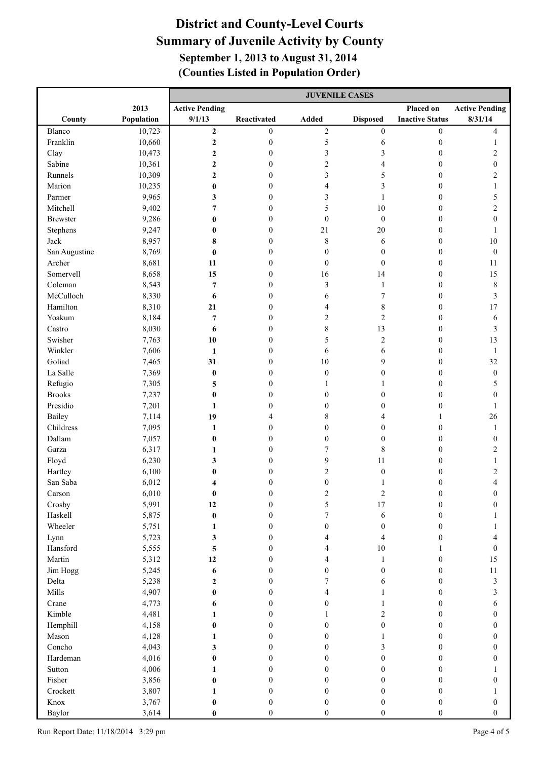# District and County-Level Courts
## Summary of Juvenile Activity by County
### September 1, 2013 to August 31, 2014
### (Counties Listed in Population Order)

| | | JUVENILE CASES | | | | | |
|---|---|---|---|---|---|---|---|
| County | 2013 Population | Active Pending 9/1/13 | Reactivated | Added | Disposed | Placed on Inactive Status | Active Pending 8/31/14 |
| Blanco | 10,723 | **2** | 0 | 2 | 0 | 0 | 4 |
| Franklin | 10,660 | **2** | 0 | 5 | 6 | 0 | 1 |
| Clay | 10,473 | **2** | 0 | 3 | 3 | 0 | 2 |
| Sabine | 10,361 | **2** | 0 | 2 | 4 | 0 | 0 |
| Runnels | 10,309 | **2** | 0 | 3 | 5 | 0 | 2 |
| Marion | 10,235 | **0** | 0 | 4 | 3 | 0 | 1 |
| Parmer | 9,965 | **3** | 0 | 3 | 1 | 0 | 5 |
| Mitchell | 9,402 | **7** | 0 | 5 | 10 | 0 | 2 |
| Brewster | 9,286 | **0** | 0 | 0 | 0 | 0 | 0 |
| Stephens | 9,247 | **0** | 0 | 21 | 20 | 0 | 1 |
| Jack | 8,957 | **8** | 0 | 8 | 6 | 0 | 10 |
| San Augustine | 8,769 | **0** | 0 | 0 | 0 | 0 | 0 |
| Archer | 8,681 | **11** | 0 | 0 | 0 | 0 | 11 |
| Somervell | 8,658 | **15** | 0 | 16 | 14 | 0 | 15 |
| Coleman | 8,543 | **7** | 0 | 3 | 1 | 0 | 8 |
| McCulloch | 8,330 | **6** | 0 | 6 | 7 | 0 | 3 |
| Hamilton | 8,310 | **21** | 0 | 4 | 8 | 0 | 17 |
| Yoakum | 8,184 | **7** | 0 | 2 | 2 | 0 | 6 |
| Castro | 8,030 | **6** | 0 | 8 | 13 | 0 | 3 |
| Swisher | 7,763 | **10** | 0 | 5 | 2 | 0 | 13 |
| Winkler | 7,606 | **1** | 0 | 6 | 6 | 0 | 1 |
| Goliad | 7,465 | **31** | 0 | 10 | 9 | 0 | 32 |
| La Salle | 7,369 | **0** | 0 | 0 | 0 | 0 | 0 |
| Refugio | 7,305 | **5** | 0 | 1 | 1 | 0 | 5 |
| Brooks | 7,237 | **0** | 0 | 0 | 0 | 0 | 0 |
| Presidio | 7,201 | **1** | 0 | 0 | 0 | 0 | 1 |
| Bailey | 7,114 | **19** | 4 | 8 | 4 | 1 | 26 |
| Childress | 7,095 | **1** | 0 | 0 | 0 | 0 | 1 |
| Dallam | 7,057 | **0** | 0 | 0 | 0 | 0 | 0 |
| Garza | 6,317 | **1** | 0 | 7 | 8 | 0 | 2 |
| Floyd | 6,230 | **3** | 0 | 9 | 11 | 0 | 1 |
| Hartley | 6,100 | **0** | 0 | 2 | 0 | 0 | 2 |
| San Saba | 6,012 | **4** | 0 | 0 | 1 | 0 | 4 |
| Carson | 6,010 | **0** | 0 | 2 | 2 | 0 | 0 |
| Crosby | 5,991 | **12** | 0 | 5 | 17 | 0 | 0 |
| Haskell | 5,875 | **0** | 0 | 7 | 6 | 0 | 1 |
| Wheeler | 5,751 | **1** | 0 | 0 | 0 | 0 | 1 |
| Lynn | 5,723 | **3** | 0 | 4 | 4 | 0 | 4 |
| Hansford | 5,555 | **5** | 0 | 4 | 10 | 1 | 0 |
| Martin | 5,312 | **12** | 0 | 4 | 1 | 0 | 15 |
| Jim Hogg | 5,245 | **6** | 0 | 0 | 0 | 0 | 11 |
| Delta | 5,238 | **2** | 0 | 7 | 6 | 0 | 3 |
| Mills | 4,907 | **0** | 0 | 4 | 1 | 0 | 3 |
| Crane | 4,773 | **6** | 0 | 0 | 1 | 0 | 6 |
| Kimble | 4,481 | **1** | 0 | 1 | 2 | 0 | 0 |
| Hemphill | 4,158 | **0** | 0 | 0 | 0 | 0 | 0 |
| Mason | 4,128 | **1** | 0 | 0 | 1 | 0 | 0 |
| Concho | 4,043 | **3** | 0 | 0 | 3 | 0 | 0 |
| Hardeman | 4,016 | **0** | 0 | 0 | 0 | 0 | 0 |
| Sutton | 4,006 | **1** | 0 | 0 | 0 | 0 | 1 |
| Fisher | 3,856 | **0** | 0 | 0 | 0 | 0 | 0 |
| Crockett | 3,807 | **1** | 0 | 0 | 0 | 0 | 1 |
| Knox | 3,767 | **0** | 0 | 0 | 0 | 0 | 0 |
| Baylor | 3,614 | **0** | 0 | 0 | 0 | 0 | 0 |

Run Report Date: 11/18/2014 3:29 pm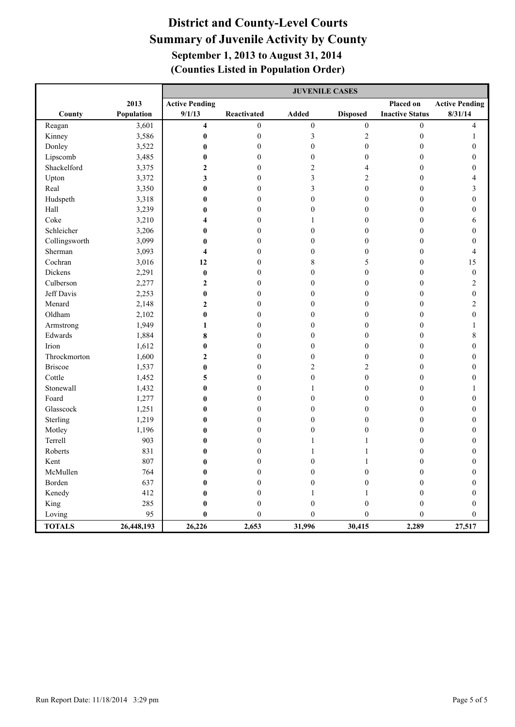# District and County-Level Courts
## Summary of Juvenile Activity by County
### September 1, 2013 to August 31, 2014
### (Counties Listed in Population Order)

| | | JUVENILE CASES | | | | | |
|---|---|---|---|---|---|---|---|
| County | 2013 Population | Active Pending 9/1/13 | Reactivated | Added | Disposed | Placed on Inactive Status | Active Pending 8/31/14 |
| Reagan | 3,601 | **4** | 0 | 0 | 0 | 0 | 4 |
| Kinney | 3,586 | **0** | 0 | 3 | 2 | 0 | 1 |
| Donley | 3,522 | **0** | 0 | 0 | 0 | 0 | 0 |
| Lipscomb | 3,485 | **0** | 0 | 0 | 0 | 0 | 0 |
| Shackelford | 3,375 | **2** | 0 | 2 | 4 | 0 | 0 |
| Upton | 3,372 | **3** | 0 | 3 | 2 | 0 | 4 |
| Real | 3,350 | **0** | 0 | 3 | 0 | 0 | 3 |
| Hudspeth | 3,318 | **0** | 0 | 0 | 0 | 0 | 0 |
| Hall | 3,239 | **0** | 0 | 0 | 0 | 0 | 0 |
| Coke | 3,210 | **4** | 0 | 1 | 0 | 0 | 6 |
| Schleicher | 3,206 | **0** | 0 | 0 | 0 | 0 | 0 |
| Collingsworth | 3,099 | **0** | 0 | 0 | 0 | 0 | 0 |
| Sherman | 3,093 | **4** | 0 | 0 | 0 | 0 | 4 |
| Cochran | 3,016 | **12** | 0 | 8 | 5 | 0 | 15 |
| Dickens | 2,291 | **0** | 0 | 0 | 0 | 0 | 0 |
| Culberson | 2,277 | **2** | 0 | 0 | 0 | 0 | 2 |
| Jeff Davis | 2,253 | **0** | 0 | 0 | 0 | 0 | 0 |
| Menard | 2,148 | **2** | 0 | 0 | 0 | 0 | 2 |
| Oldham | 2,102 | **0** | 0 | 0 | 0 | 0 | 0 |
| Armstrong | 1,949 | **1** | 0 | 0 | 0 | 0 | 1 |
| Edwards | 1,884 | **8** | 0 | 0 | 0 | 0 | 8 |
| Irion | 1,612 | **0** | 0 | 0 | 0 | 0 | 0 |
| Throckmorton | 1,600 | **2** | 0 | 0 | 0 | 0 | 0 |
| Briscoe | 1,537 | **0** | 0 | 2 | 2 | 0 | 0 |
| Cottle | 1,452 | **5** | 0 | 0 | 0 | 0 | 0 |
| Stonewall | 1,432 | **0** | 0 | 1 | 0 | 0 | 1 |
| Foard | 1,277 | **0** | 0 | 0 | 0 | 0 | 0 |
| Glasscock | 1,251 | **0** | 0 | 0 | 0 | 0 | 0 |
| Sterling | 1,219 | **0** | 0 | 0 | 0 | 0 | 0 |
| Motley | 1,196 | **0** | 0 | 0 | 0 | 0 | 0 |
| Terrell | 903 | **0** | 0 | 1 | 1 | 0 | 0 |
| Roberts | 831 | **0** | 0 | 1 | 1 | 0 | 0 |
| Kent | 807 | **0** | 0 | 0 | 1 | 0 | 0 |
| McMullen | 764 | **0** | 0 | 0 | 0 | 0 | 0 |
| Borden | 637 | **0** | 0 | 0 | 0 | 0 | 0 |
| Kenedy | 412 | **0** | 0 | 1 | 1 | 0 | 0 |
| King | 285 | **0** | 0 | 0 | 0 | 0 | 0 |
| Loving | 95 | **0** | 0 | 0 | 0 | 0 | 0 |
| **TOTALS** | **26,448,193** | **26,226** | **2,653** | **31,996** | **30,415** | **2,289** | **27,517** |

Run Report Date: 11/18/2014 3:29 pm